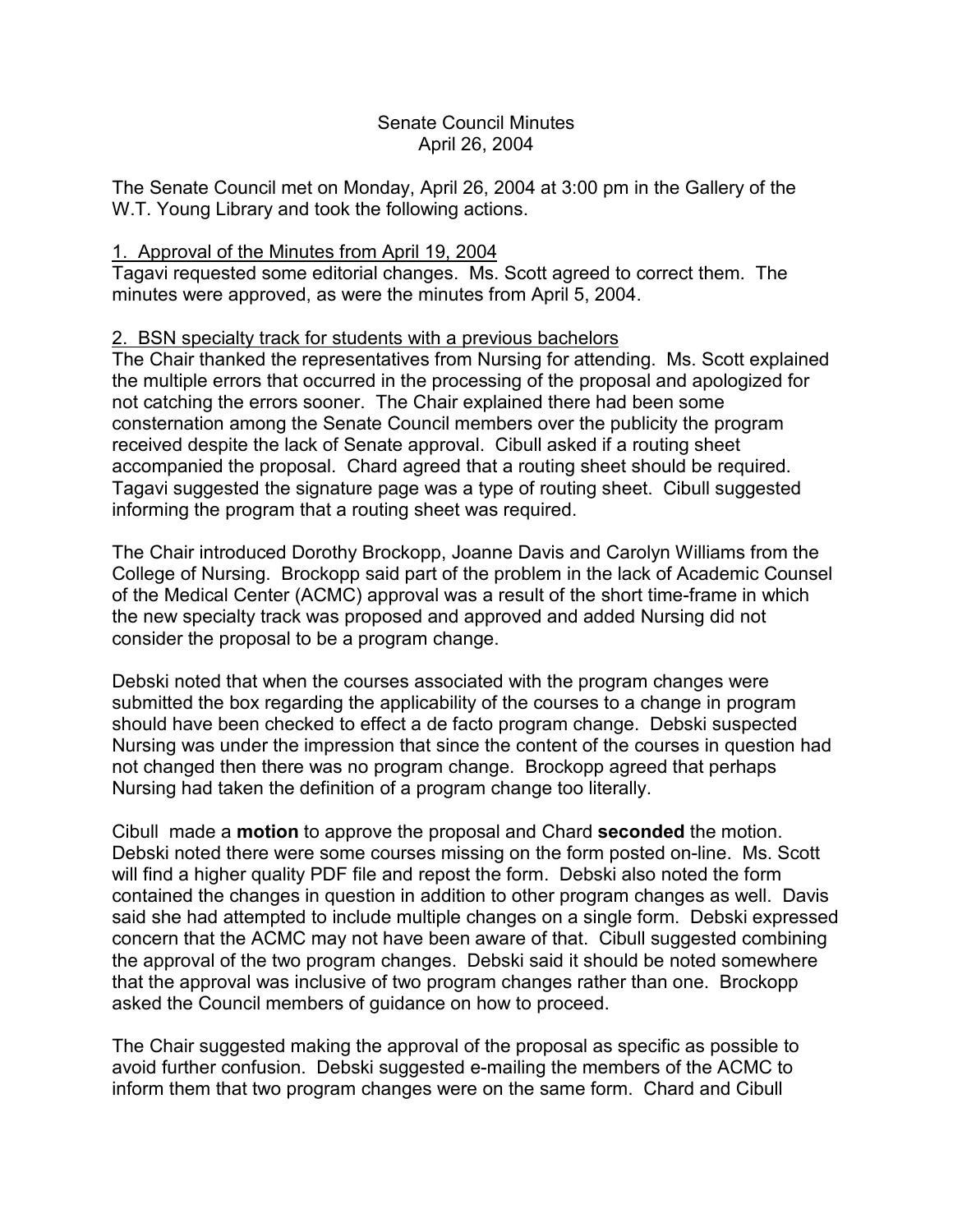Senate Council Minutes
April 26, 2004

The Senate Council met on Monday, April 26, 2004 at 3:00 pm in the Gallery of the W.T. Young Library and took the following actions.

1. Approval of the Minutes from April 19, 2004

Tagavi requested some editorial changes. Ms. Scott agreed to correct them. The minutes were approved, as were the minutes from April 5, 2004.

2. BSN specialty track for students with a previous bachelors

The Chair thanked the representatives from Nursing for attending. Ms. Scott explained the multiple errors that occurred in the processing of the proposal and apologized for not catching the errors sooner. The Chair explained there had been some consternation among the Senate Council members over the publicity the program received despite the lack of Senate approval. Cibull asked if a routing sheet accompanied the proposal. Chard agreed that a routing sheet should be required. Tagavi suggested the signature page was a type of routing sheet. Cibull suggested informing the program that a routing sheet was required.

The Chair introduced Dorothy Brockopp, Joanne Davis and Carolyn Williams from the College of Nursing. Brockopp said part of the problem in the lack of Academic Counsel of the Medical Center (ACMC) approval was a result of the short time-frame in which the new specialty track was proposed and approved and added Nursing did not consider the proposal to be a program change.

Debski noted that when the courses associated with the program changes were submitted the box regarding the applicability of the courses to a change in program should have been checked to effect a de facto program change. Debski suspected Nursing was under the impression that since the content of the courses in question had not changed then there was no program change. Brockopp agreed that perhaps Nursing had taken the definition of a program change too literally.

Cibull made a **motion** to approve the proposal and Chard **seconded** the motion. Debski noted there were some courses missing on the form posted on-line. Ms. Scott will find a higher quality PDF file and repost the form. Debski also noted the form contained the changes in question in addition to other program changes as well. Davis said she had attempted to include multiple changes on a single form. Debski expressed concern that the ACMC may not have been aware of that. Cibull suggested combining the approval of the two program changes. Debski said it should be noted somewhere that the approval was inclusive of two program changes rather than one. Brockopp asked the Council members of guidance on how to proceed.

The Chair suggested making the approval of the proposal as specific as possible to avoid further confusion. Debski suggested e-mailing the members of the ACMC to inform them that two program changes were on the same form. Chard and Cibull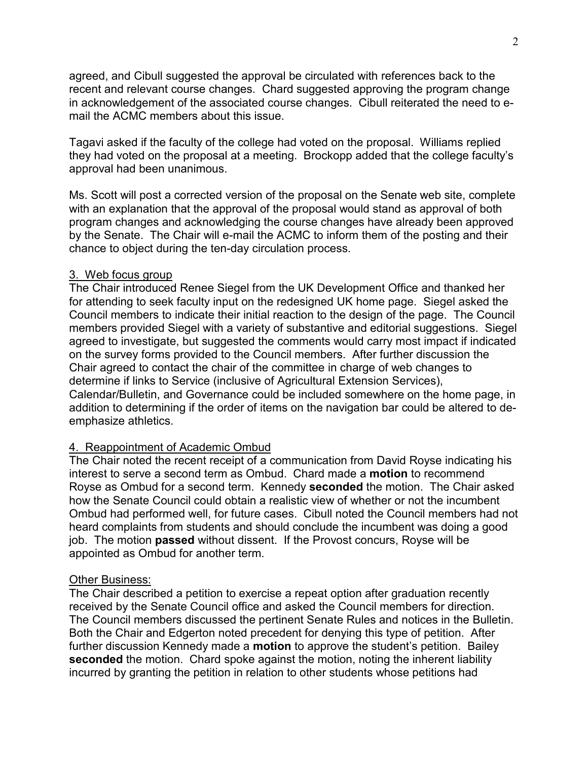agreed, and Cibull suggested the approval be circulated with references back to the recent and relevant course changes. Chard suggested approving the program change in acknowledgement of the associated course changes. Cibull reiterated the need to e-mail the ACMC members about this issue.

Tagavi asked if the faculty of the college had voted on the proposal. Williams replied they had voted on the proposal at a meeting. Brockopp added that the college faculty's approval had been unanimous.

Ms. Scott will post a corrected version of the proposal on the Senate web site, complete with an explanation that the approval of the proposal would stand as approval of both program changes and acknowledging the course changes have already been approved by the Senate. The Chair will e-mail the ACMC to inform them of the posting and their chance to object during the ten-day circulation process.

3. Web focus group

The Chair introduced Renee Siegel from the UK Development Office and thanked her for attending to seek faculty input on the redesigned UK home page. Siegel asked the Council members to indicate their initial reaction to the design of the page. The Council members provided Siegel with a variety of substantive and editorial suggestions. Siegel agreed to investigate, but suggested the comments would carry most impact if indicated on the survey forms provided to the Council members. After further discussion the Chair agreed to contact the chair of the committee in charge of web changes to determine if links to Service (inclusive of Agricultural Extension Services), Calendar/Bulletin, and Governance could be included somewhere on the home page, in addition to determining if the order of items on the navigation bar could be altered to de-emphasize athletics.

4. Reappointment of Academic Ombud

The Chair noted the recent receipt of a communication from David Royse indicating his interest to serve a second term as Ombud. Chard made a **motion** to recommend Royse as Ombud for a second term. Kennedy **seconded** the motion. The Chair asked how the Senate Council could obtain a realistic view of whether or not the incumbent Ombud had performed well, for future cases. Cibull noted the Council members had not heard complaints from students and should conclude the incumbent was doing a good job. The motion **passed** without dissent. If the Provost concurs, Royse will be appointed as Ombud for another term.

Other Business:

The Chair described a petition to exercise a repeat option after graduation recently received by the Senate Council office and asked the Council members for direction. The Council members discussed the pertinent Senate Rules and notices in the Bulletin. Both the Chair and Edgerton noted precedent for denying this type of petition. After further discussion Kennedy made a **motion** to approve the student's petition. Bailey **seconded** the motion. Chard spoke against the motion, noting the inherent liability incurred by granting the petition in relation to other students whose petitions had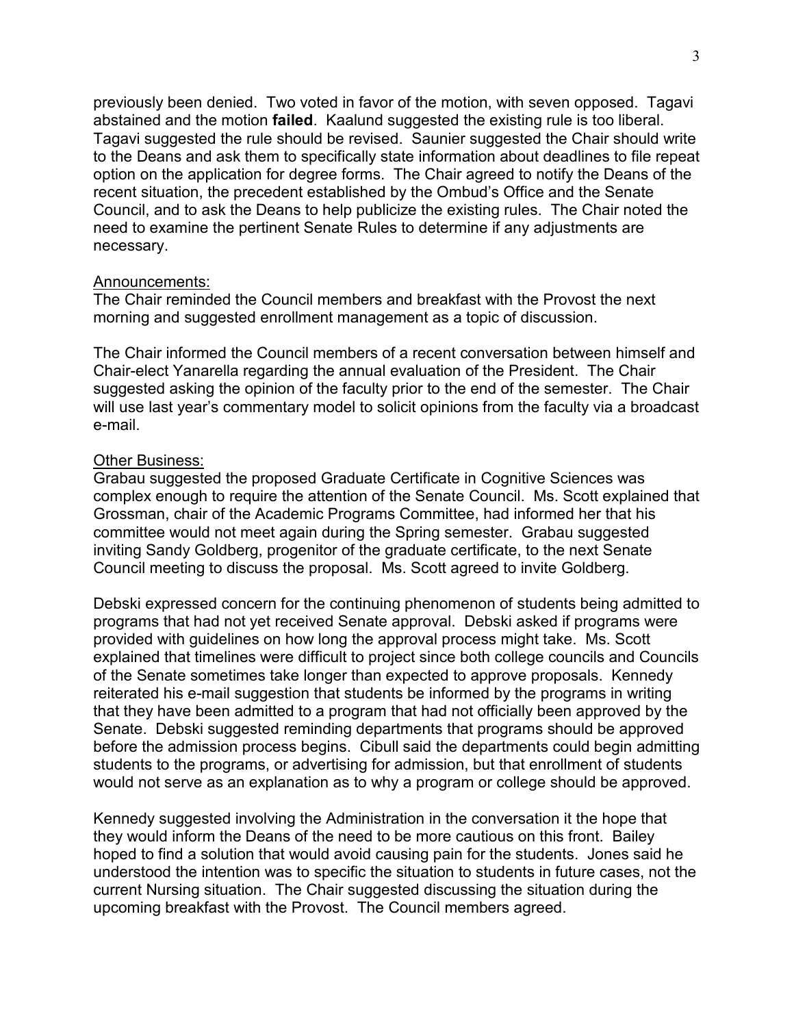previously been denied. Two voted in favor of the motion, with seven opposed. Tagavi abstained and the motion **failed**. Kaalund suggested the existing rule is too liberal. Tagavi suggested the rule should be revised. Saunier suggested the Chair should write to the Deans and ask them to specifically state information about deadlines to file repeat option on the application for degree forms. The Chair agreed to notify the Deans of the recent situation, the precedent established by the Ombud's Office and the Senate Council, and to ask the Deans to help publicize the existing rules. The Chair noted the need to examine the pertinent Senate Rules to determine if any adjustments are necessary.

<u>Announcements:</u>
The Chair reminded the Council members and breakfast with the Provost the next morning and suggested enrollment management as a topic of discussion.

The Chair informed the Council members of a recent conversation between himself and Chair-elect Yanarella regarding the annual evaluation of the President. The Chair suggested asking the opinion of the faculty prior to the end of the semester. The Chair will use last year's commentary model to solicit opinions from the faculty via a broadcast e-mail.

<u>Other Business:</u>
Grabau suggested the proposed Graduate Certificate in Cognitive Sciences was complex enough to require the attention of the Senate Council. Ms. Scott explained that Grossman, chair of the Academic Programs Committee, had informed her that his committee would not meet again during the Spring semester. Grabau suggested inviting Sandy Goldberg, progenitor of the graduate certificate, to the next Senate Council meeting to discuss the proposal. Ms. Scott agreed to invite Goldberg.

Debski expressed concern for the continuing phenomenon of students being admitted to programs that had not yet received Senate approval. Debski asked if programs were provided with guidelines on how long the approval process might take. Ms. Scott explained that timelines were difficult to project since both college councils and Councils of the Senate sometimes take longer than expected to approve proposals. Kennedy reiterated his e-mail suggestion that students be informed by the programs in writing that they have been admitted to a program that had not officially been approved by the Senate. Debski suggested reminding departments that programs should be approved before the admission process begins. Cibull said the departments could begin admitting students to the programs, or advertising for admission, but that enrollment of students would not serve as an explanation as to why a program or college should be approved.

Kennedy suggested involving the Administration in the conversation it the hope that they would inform the Deans of the need to be more cautious on this front. Bailey hoped to find a solution that would avoid causing pain for the students. Jones said he understood the intention was to specific the situation to students in future cases, not the current Nursing situation. The Chair suggested discussing the situation during the upcoming breakfast with the Provost. The Council members agreed.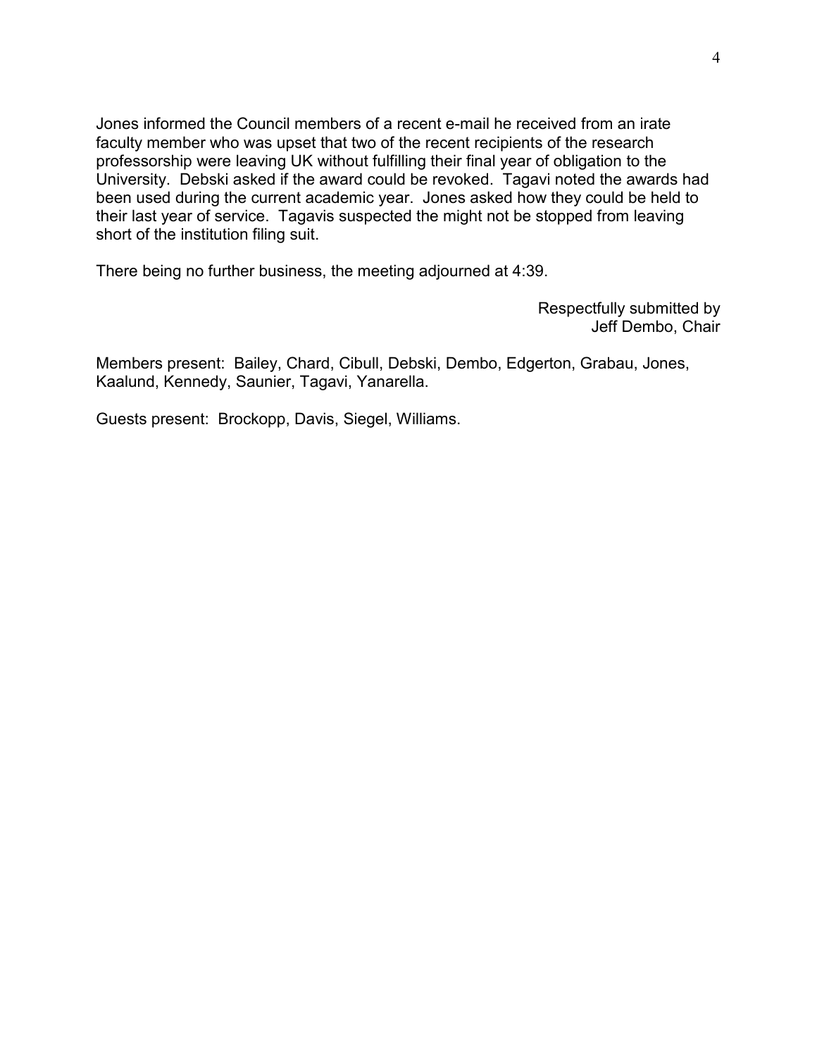Jones informed the Council members of a recent e-mail he received from an irate faculty member who was upset that two of the recent recipients of the research professorship were leaving UK without fulfilling their final year of obligation to the University. Debski asked if the award could be revoked. Tagavi noted the awards had been used during the current academic year. Jones asked how they could be held to their last year of service. Tagavis suspected the might not be stopped from leaving short of the institution filing suit.

There being no further business, the meeting adjourned at 4:39.

Respectfully submitted by
Jeff Dembo, Chair

Members present: Bailey, Chard, Cibull, Debski, Dembo, Edgerton, Grabau, Jones, Kaalund, Kennedy, Saunier, Tagavi, Yanarella.

Guests present: Brockopp, Davis, Siegel, Williams.